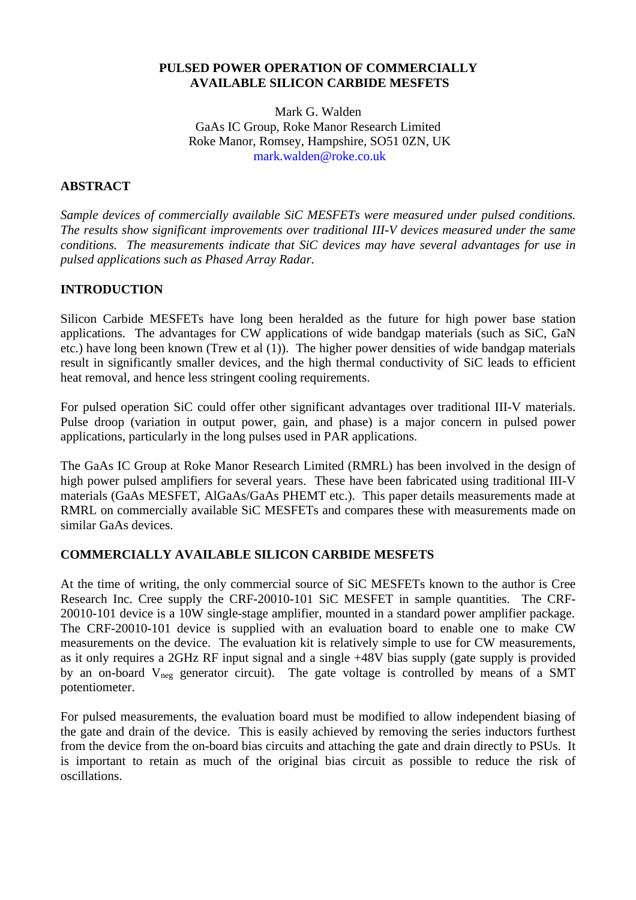# PULSED POWER OPERATION OF COMMERCIALLY AVAILABLE SILICON CARBIDE MESFETS

Mark G. Walden
GaAs IC Group, Roke Manor Research Limited
Roke Manor, Romsey, Hampshire, SO51 0ZN, UK
mark.walden@roke.co.uk

## ABSTRACT

*Sample devices of commercially available SiC MESFETs were measured under pulsed conditions. The results show significant improvements over traditional III-V devices measured under the same conditions. The measurements indicate that SiC devices may have several advantages for use in pulsed applications such as Phased Array Radar.*

## INTRODUCTION

Silicon Carbide MESFETs have long been heralded as the future for high power base station applications. The advantages for CW applications of wide bandgap materials (such as SiC, GaN etc.) have long been known (Trew et al (1)). The higher power densities of wide bandgap materials result in significantly smaller devices, and the high thermal conductivity of SiC leads to efficient heat removal, and hence less stringent cooling requirements.

For pulsed operation SiC could offer other significant advantages over traditional III-V materials. Pulse droop (variation in output power, gain, and phase) is a major concern in pulsed power applications, particularly in the long pulses used in PAR applications.

The GaAs IC Group at Roke Manor Research Limited (RMRL) has been involved in the design of high power pulsed amplifiers for several years. These have been fabricated using traditional III-V materials (GaAs MESFET, AlGaAs/GaAs PHEMT etc.). This paper details measurements made at RMRL on commercially available SiC MESFETs and compares these with measurements made on similar GaAs devices.

## COMMERCIALLY AVAILABLE SILICON CARBIDE MESFETS

At the time of writing, the only commercial source of SiC MESFETs known to the author is Cree Research Inc. Cree supply the CRF-20010-101 SiC MESFET in sample quantities. The CRF-20010-101 device is a 10W single-stage amplifier, mounted in a standard power amplifier package. The CRF-20010-101 device is supplied with an evaluation board to enable one to make CW measurements on the device. The evaluation kit is relatively simple to use for CW measurements, as it only requires a 2GHz RF input signal and a single +48V bias supply (gate supply is provided by an on-board $V_{neg}$ generator circuit). The gate voltage is controlled by means of a SMT potentiometer.

For pulsed measurements, the evaluation board must be modified to allow independent biasing of the gate and drain of the device. This is easily achieved by removing the series inductors furthest from the device from the on-board bias circuits and attaching the gate and drain directly to PSUs. It is important to retain as much of the original bias circuit as possible to reduce the risk of oscillations.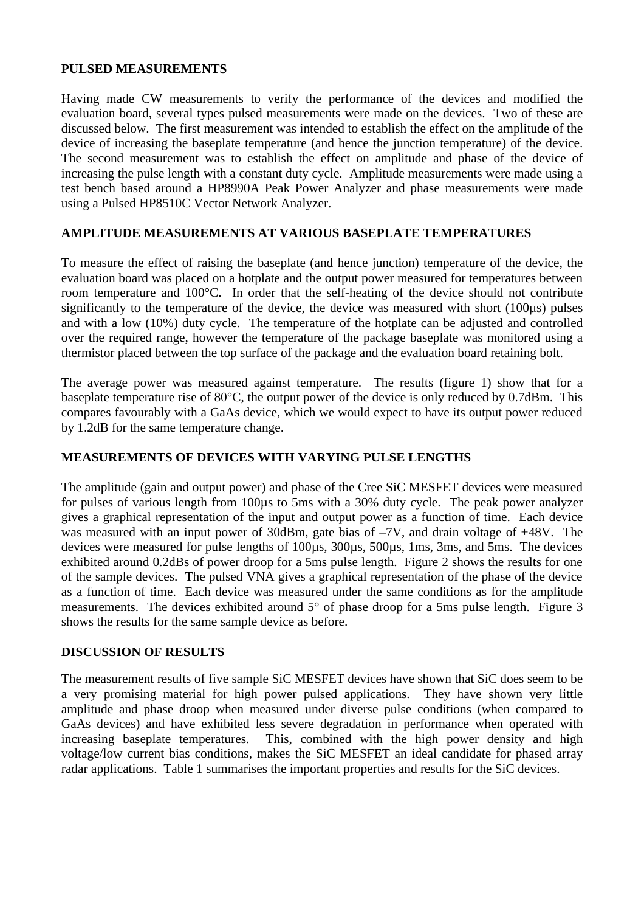## PULSED MEASUREMENTS

Having made CW measurements to verify the performance of the devices and modified the evaluation board, several types pulsed measurements were made on the devices. Two of these are discussed below. The first measurement was intended to establish the effect on the amplitude of the device of increasing the baseplate temperature (and hence the junction temperature) of the device. The second measurement was to establish the effect on amplitude and phase of the device of increasing the pulse length with a constant duty cycle. Amplitude measurements were made using a test bench based around a HP8990A Peak Power Analyzer and phase measurements were made using a Pulsed HP8510C Vector Network Analyzer.

## AMPLITUDE MEASUREMENTS AT VARIOUS BASEPLATE TEMPERATURES

To measure the effect of raising the baseplate (and hence junction) temperature of the device, the evaluation board was placed on a hotplate and the output power measured for temperatures between room temperature and 100°C. In order that the self-heating of the device should not contribute significantly to the temperature of the device, the device was measured with short (100µs) pulses and with a low (10%) duty cycle. The temperature of the hotplate can be adjusted and controlled over the required range, however the temperature of the package baseplate was monitored using a thermistor placed between the top surface of the package and the evaluation board retaining bolt.

The average power was measured against temperature. The results (figure 1) show that for a baseplate temperature rise of 80°C, the output power of the device is only reduced by 0.7dBm. This compares favourably with a GaAs device, which we would expect to have its output power reduced by 1.2dB for the same temperature change.

## MEASUREMENTS OF DEVICES WITH VARYING PULSE LENGTHS

The amplitude (gain and output power) and phase of the Cree SiC MESFET devices were measured for pulses of various length from 100µs to 5ms with a 30% duty cycle. The peak power analyzer gives a graphical representation of the input and output power as a function of time. Each device was measured with an input power of 30dBm, gate bias of –7V, and drain voltage of +48V. The devices were measured for pulse lengths of 100µs, 300µs, 500µs, 1ms, 3ms, and 5ms. The devices exhibited around 0.2dBs of power droop for a 5ms pulse length. Figure 2 shows the results for one of the sample devices. The pulsed VNA gives a graphical representation of the phase of the device as a function of time. Each device was measured under the same conditions as for the amplitude measurements. The devices exhibited around 5° of phase droop for a 5ms pulse length. Figure 3 shows the results for the same sample device as before.

## DISCUSSION OF RESULTS

The measurement results of five sample SiC MESFET devices have shown that SiC does seem to be a very promising material for high power pulsed applications. They have shown very little amplitude and phase droop when measured under diverse pulse conditions (when compared to GaAs devices) and have exhibited less severe degradation in performance when operated with increasing baseplate temperatures. This, combined with the high power density and high voltage/low current bias conditions, makes the SiC MESFET an ideal candidate for phased array radar applications. Table 1 summarises the important properties and results for the SiC devices.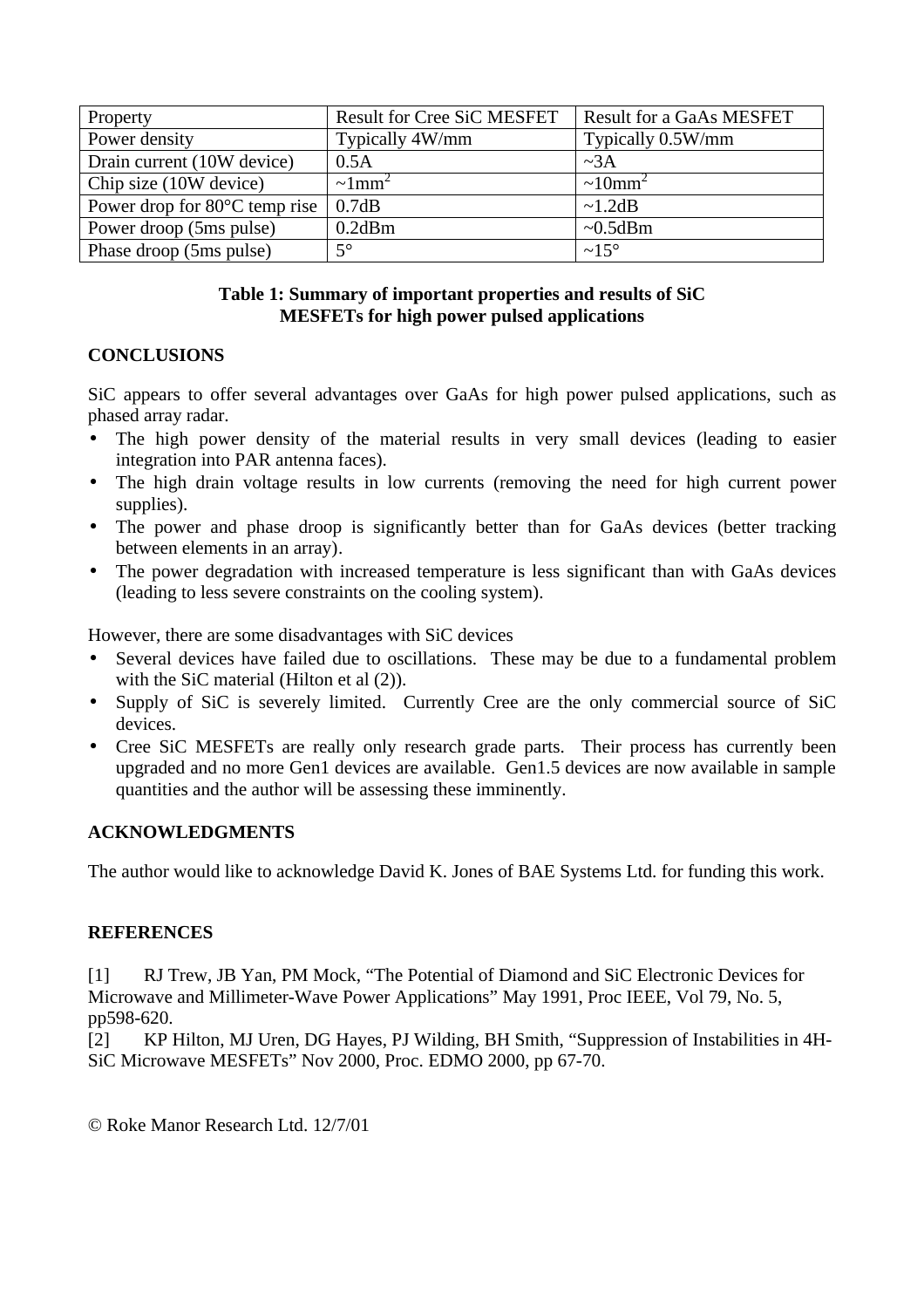| Property | Result for Cree SiC MESFET | Result for a GaAs MESFET |
|---|---|---|
| Power density | Typically 4W/mm | Typically 0.5W/mm |
| Drain current (10W device) | 0.5A | ~3A |
| Chip size (10W device) | ~1mm$^2$ | ~10mm$^2$ |
| Power drop for 80°C temp rise | 0.7dB | ~1.2dB |
| Power droop (5ms pulse) | 0.2dBm | ~0.5dBm |
| Phase droop (5ms pulse) | 5° | ~15° |

**Table 1: Summary of important properties and results of SiC MESFETs for high power pulsed applications**

## CONCLUSIONS

SiC appears to offer several advantages over GaAs for high power pulsed applications, such as phased array radar.

- The high power density of the material results in very small devices (leading to easier integration into PAR antenna faces).
- The high drain voltage results in low currents (removing the need for high current power supplies).
- The power and phase droop is significantly better than for GaAs devices (better tracking between elements in an array).
- The power degradation with increased temperature is less significant than with GaAs devices (leading to less severe constraints on the cooling system).

However, there are some disadvantages with SiC devices

- Several devices have failed due to oscillations. These may be due to a fundamental problem with the SiC material (Hilton et al (2)).
- Supply of SiC is severely limited. Currently Cree are the only commercial source of SiC devices.
- Cree SiC MESFETs are really only research grade parts. Their process has currently been upgraded and no more Gen1 devices are available. Gen1.5 devices are now available in sample quantities and the author will be assessing these imminently.

## ACKNOWLEDGMENTS

The author would like to acknowledge David K. Jones of BAE Systems Ltd. for funding this work.

## REFERENCES

[1] RJ Trew, JB Yan, PM Mock, "The Potential of Diamond and SiC Electronic Devices for Microwave and Millimeter-Wave Power Applications" May 1991, Proc IEEE, Vol 79, No. 5, pp598-620.

[2] KP Hilton, MJ Uren, DG Hayes, PJ Wilding, BH Smith, "Suppression of Instabilities in 4H-SiC Microwave MESFETs" Nov 2000, Proc. EDMO 2000, pp 67-70.

© Roke Manor Research Ltd. 12/7/01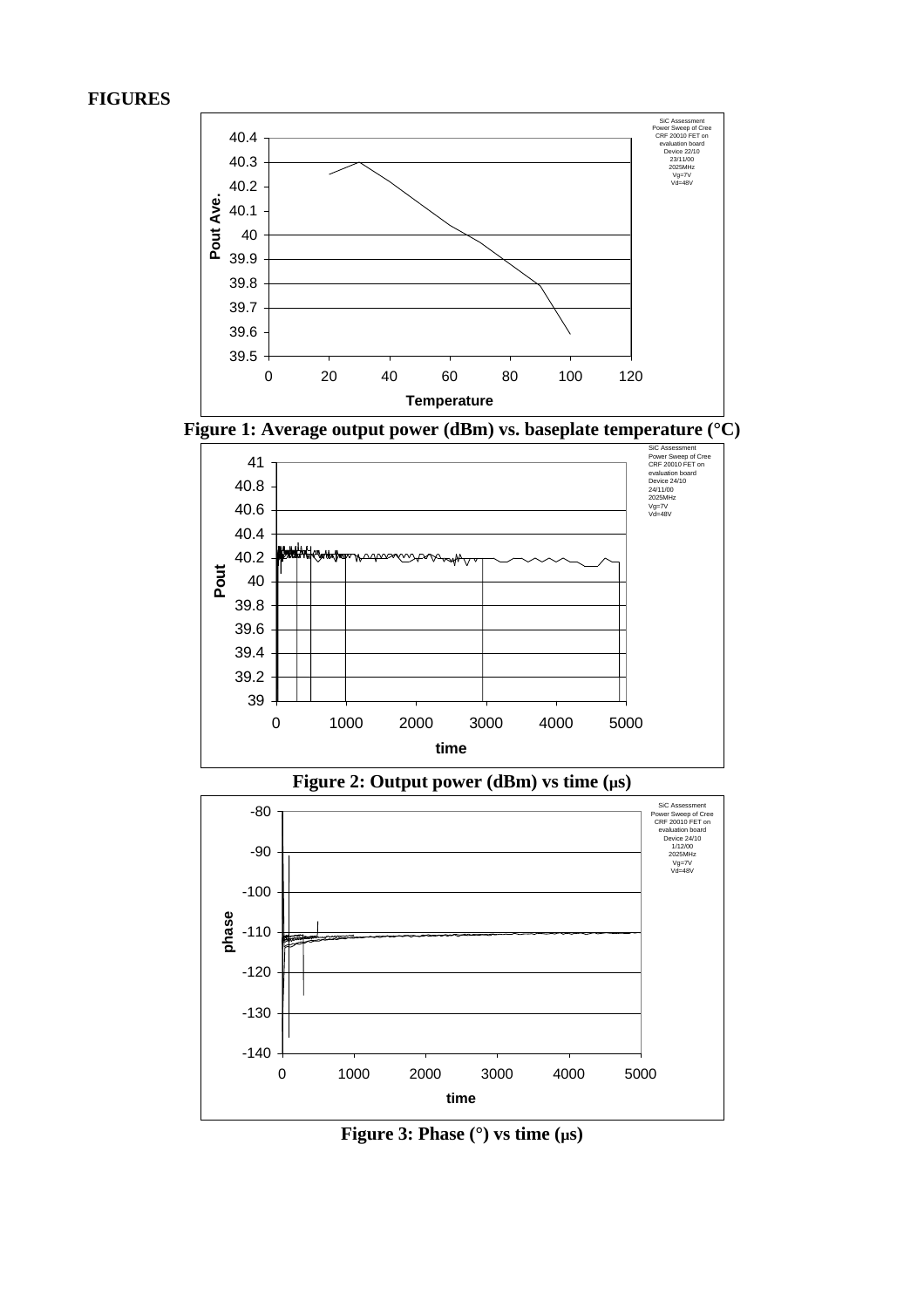**FIGURES**

SiC Assessment
Power Sweep of Cree
CRF 20010 FET on
evaluation board
Device 22/10
23/11/00
2025MHz
Vg=7V
Vd=48V

Pout Ave.

40.4
40.3
40.2
40.1
40
39.9
39.8
39.7
39.6
39.5

0 20 40 60 80 100 120

Temperature

**Figure 1: Average output power (dBm) vs. baseplate temperature (°C)**

SiC Assessment
Power Sweep of Cree
CRF 20010 FET on
evaluation board
Device 24/10
24/11/00
2025MHz
Vg=7V
Vd=48V

Pout

41
40.8
40.6
40.4
40.2
40
39.8
39.6
39.4
39.2
39

0 1000 2000 3000 4000 5000

time

**Figure 2: Output power (dBm) vs time (μs)**

SiC Assessment
Power Sweep of Cree
CRF 20010 FET on
evaluation board
Device 24/10
1/12/00
2025MHz
Vg=7V
Vd=48V

phase

-80
-90
-100
-110
-120
-130
-140

0 1000 2000 3000 4000 5000

time

**Figure 3: Phase (°) vs time (μs)**